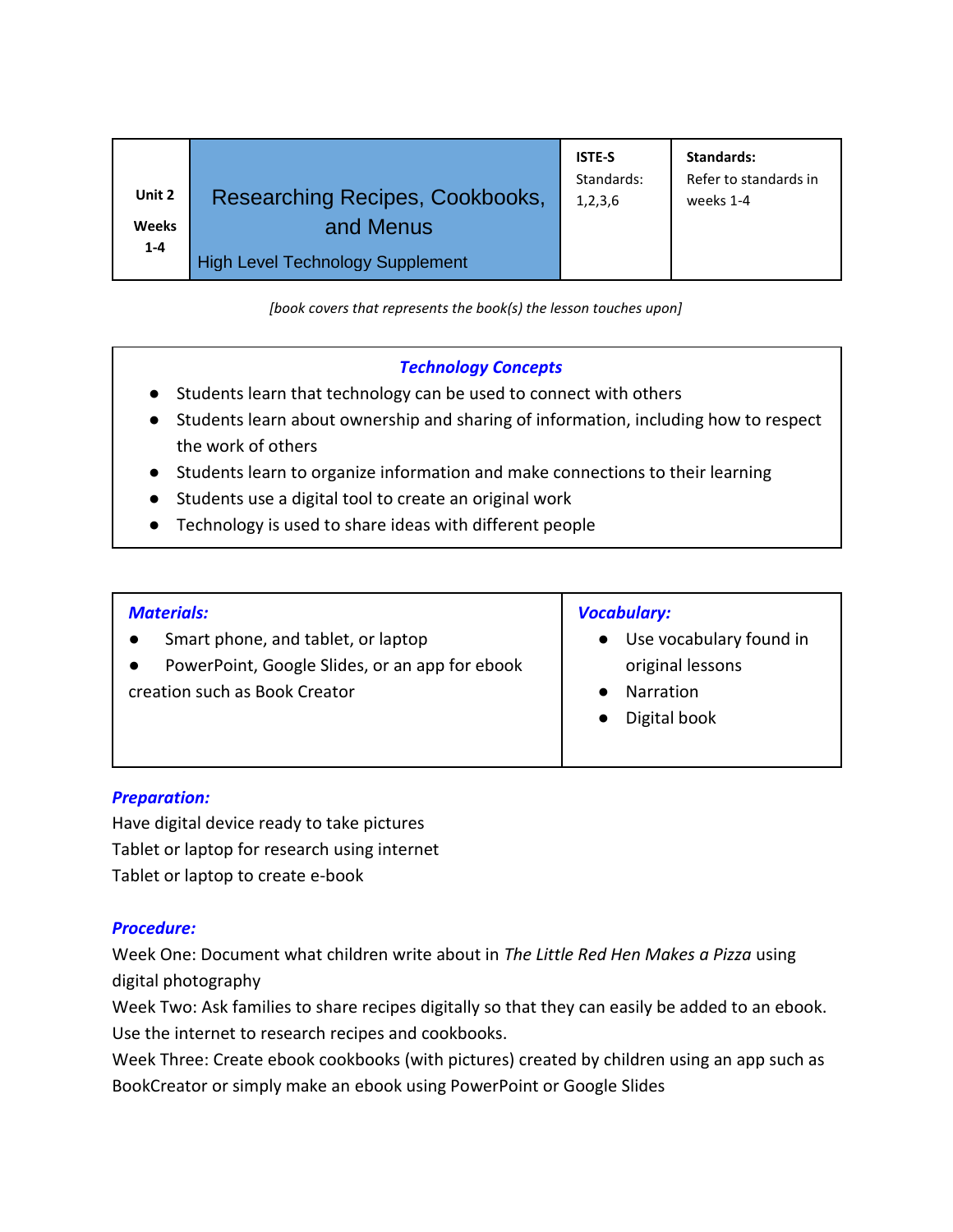| Unit 2<br><br>Weeks 1-4 | Researching Recipes, Cookbooks, and Menus<br><br>High Level Technology Supplement | **ISTE-S** Standards: 1,2,3,6 | **Standards:** Refer to standards in weeks 1-4 |
|---|---|---|---|

*[book covers that represents the book(s) the lesson touches upon]*

### *Technology Concepts*

- Students learn that technology can be used to connect with others
- Students learn about ownership and sharing of information, including how to respect the work of others
- Students learn to organize information and make connections to their learning
- Students use a digital tool to create an original work
- Technology is used to share ideas with different people

| ***Materials:*** | ***Vocabulary:*** |
|---|---|
| ● Smart phone, and tablet, or laptop<br>● PowerPoint, Google Slides, or an app for ebook creation such as Book Creator | ● Use vocabulary found in original lessons<br>● Narration<br>● Digital book |

### *Preparation:*

Have digital device ready to take pictures
Tablet or laptop for research using internet
Tablet or laptop to create e-book

### *Procedure:*

Week One: Document what children write about in *The Little Red Hen Makes a Pizza* using digital photography
Week Two: Ask families to share recipes digitally so that they can easily be added to an ebook. Use the internet to research recipes and cookbooks.
Week Three: Create ebook cookbooks (with pictures) created by children using an app such as BookCreator or simply make an ebook using PowerPoint or Google Slides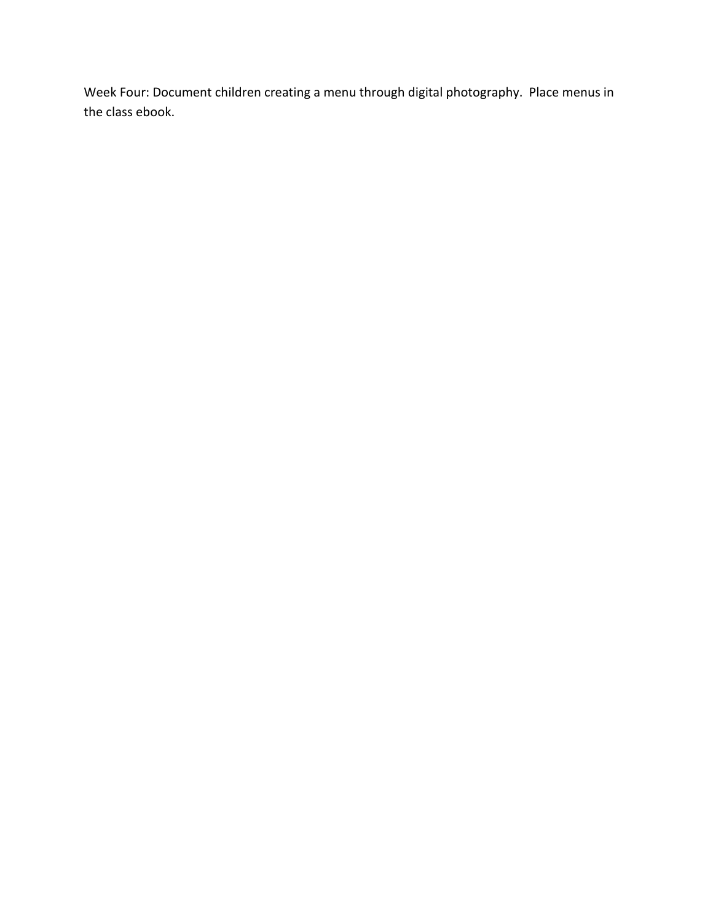Week Four: Document children creating a menu through digital photography. Place menus in the class ebook.